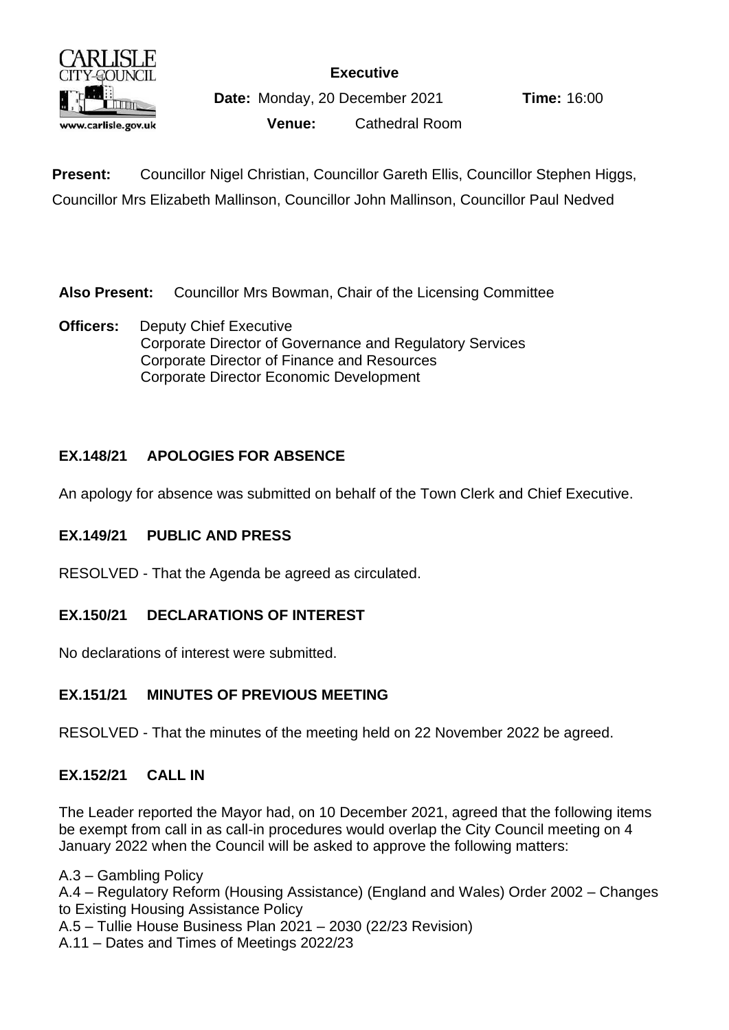**Executive**

**Date:** Monday, 20 December 2021 **Time:** 16:00

**Venue:** Cathedral Room

**Present:** Councillor Nigel Christian, Councillor Gareth Ellis, Councillor Stephen Higgs, Councillor Mrs Elizabeth Mallinson, Councillor John Mallinson, Councillor Paul Nedved

**Also Present:** Councillor Mrs Bowman, Chair of the Licensing Committee

**Officers:** Deputy Chief Executive
Corporate Director of Governance and Regulatory Services
Corporate Director of Finance and Resources
Corporate Director Economic Development

## EX.148/21 APOLOGIES FOR ABSENCE

An apology for absence was submitted on behalf of the Town Clerk and Chief Executive.

## EX.149/21 PUBLIC AND PRESS

RESOLVED - That the Agenda be agreed as circulated.

## EX.150/21 DECLARATIONS OF INTEREST

No declarations of interest were submitted.

## EX.151/21 MINUTES OF PREVIOUS MEETING

RESOLVED - That the minutes of the meeting held on 22 November 2022 be agreed.

## EX.152/21 CALL IN

The Leader reported the Mayor had, on 10 December 2021, agreed that the following items be exempt from call in as call-in procedures would overlap the City Council meeting on 4 January 2022 when the Council will be asked to approve the following matters:

A.3 – Gambling Policy
A.4 – Regulatory Reform (Housing Assistance) (England and Wales) Order 2002 – Changes to Existing Housing Assistance Policy
A.5 – Tullie House Business Plan 2021 – 2030 (22/23 Revision)
A.11 – Dates and Times of Meetings 2022/23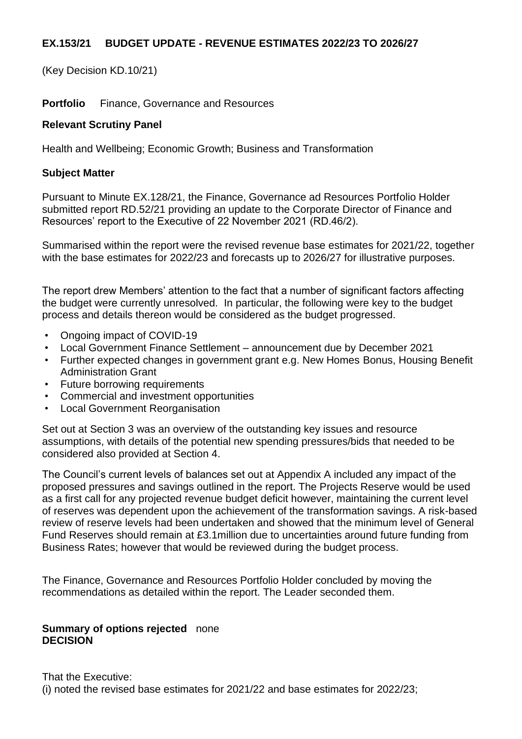## EX.153/21 BUDGET UPDATE - REVENUE ESTIMATES 2022/23 TO 2026/27

(Key Decision KD.10/21)

**Portfolio** Finance, Governance and Resources

**Relevant Scrutiny Panel**

Health and Wellbeing; Economic Growth; Business and Transformation

**Subject Matter**

Pursuant to Minute EX.128/21, the Finance, Governance ad Resources Portfolio Holder submitted report RD.52/21 providing an update to the Corporate Director of Finance and Resources' report to the Executive of 22 November 2021 (RD.46/2).

Summarised within the report were the revised revenue base estimates for 2021/22, together with the base estimates for 2022/23 and forecasts up to 2026/27 for illustrative purposes.

The report drew Members' attention to the fact that a number of significant factors affecting the budget were currently unresolved. In particular, the following were key to the budget process and details thereon would be considered as the budget progressed.

- Ongoing impact of COVID-19
- Local Government Finance Settlement – announcement due by December 2021
- Further expected changes in government grant e.g. New Homes Bonus, Housing Benefit Administration Grant
- Future borrowing requirements
- Commercial and investment opportunities
- Local Government Reorganisation

Set out at Section 3 was an overview of the outstanding key issues and resource assumptions, with details of the potential new spending pressures/bids that needed to be considered also provided at Section 4.

The Council's current levels of balances set out at Appendix A included any impact of the proposed pressures and savings outlined in the report. The Projects Reserve would be used as a first call for any projected revenue budget deficit however, maintaining the current level of reserves was dependent upon the achievement of the transformation savings. A risk-based review of reserve levels had been undertaken and showed that the minimum level of General Fund Reserves should remain at £3.1million due to uncertainties around future funding from Business Rates; however that would be reviewed during the budget process.

The Finance, Governance and Resources Portfolio Holder concluded by moving the recommendations as detailed within the report. The Leader seconded them.

**Summary of options rejected** none
**DECISION**

That the Executive:
(i) noted the revised base estimates for 2021/22 and base estimates for 2022/23;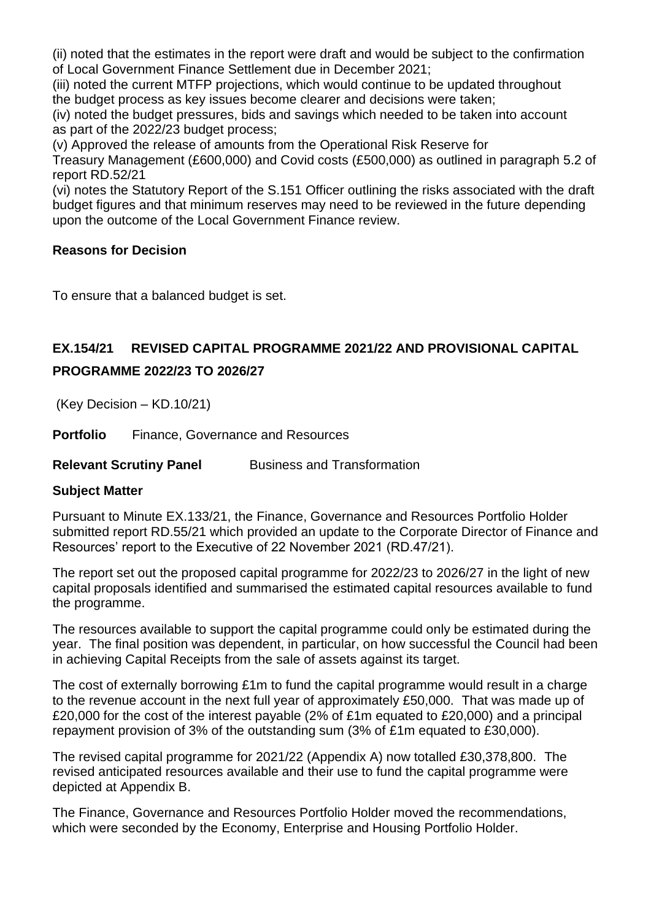(ii) noted that the estimates in the report were draft and would be subject to the confirmation of Local Government Finance Settlement due in December 2021;

(iii) noted the current MTFP projections, which would continue to be updated throughout the budget process as key issues become clearer and decisions were taken;

(iv) noted the budget pressures, bids and savings which needed to be taken into account as part of the 2022/23 budget process;

(v) Approved the release of amounts from the Operational Risk Reserve for Treasury Management (£600,000) and Covid costs (£500,000) as outlined in paragraph 5.2 of report RD.52/21

(vi) notes the Statutory Report of the S.151 Officer outlining the risks associated with the draft budget figures and that minimum reserves may need to be reviewed in the future depending upon the outcome of the Local Government Finance review.

**Reasons for Decision**

To ensure that a balanced budget is set.

## EX.154/21 REVISED CAPITAL PROGRAMME 2021/22 AND PROVISIONAL CAPITAL PROGRAMME 2022/23 TO 2026/27

(Key Decision – KD.10/21)

**Portfolio** Finance, Governance and Resources

**Relevant Scrutiny Panel** Business and Transformation

**Subject Matter**

Pursuant to Minute EX.133/21, the Finance, Governance and Resources Portfolio Holder submitted report RD.55/21 which provided an update to the Corporate Director of Finance and Resources' report to the Executive of 22 November 2021 (RD.47/21).

The report set out the proposed capital programme for 2022/23 to 2026/27 in the light of new capital proposals identified and summarised the estimated capital resources available to fund the programme.

The resources available to support the capital programme could only be estimated during the year. The final position was dependent, in particular, on how successful the Council had been in achieving Capital Receipts from the sale of assets against its target.

The cost of externally borrowing £1m to fund the capital programme would result in a charge to the revenue account in the next full year of approximately £50,000. That was made up of £20,000 for the cost of the interest payable (2% of £1m equated to £20,000) and a principal repayment provision of 3% of the outstanding sum (3% of £1m equated to £30,000).

The revised capital programme for 2021/22 (Appendix A) now totalled £30,378,800. The revised anticipated resources available and their use to fund the capital programme were depicted at Appendix B.

The Finance, Governance and Resources Portfolio Holder moved the recommendations, which were seconded by the Economy, Enterprise and Housing Portfolio Holder.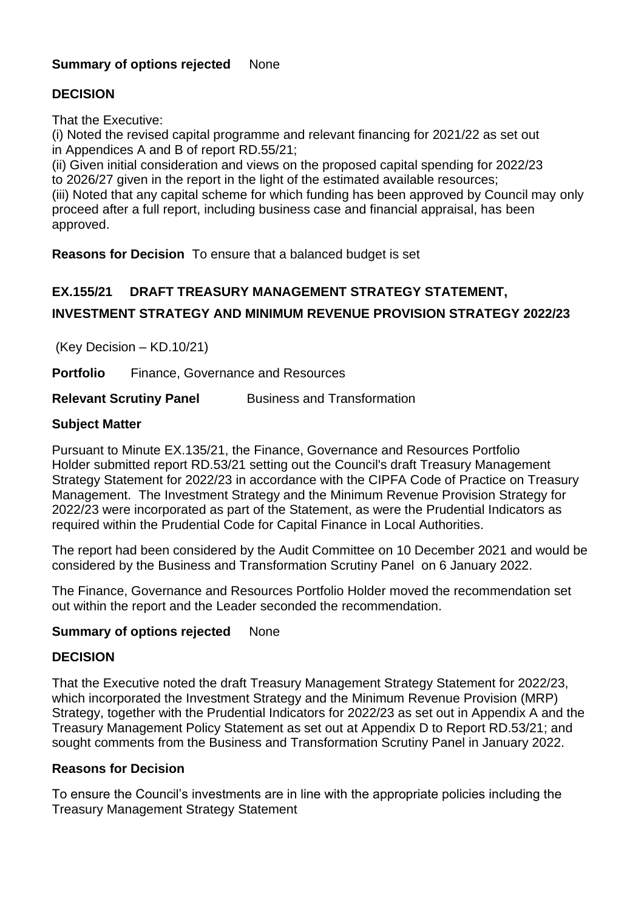**Summary of options rejected** None

**DECISION**

That the Executive:

(i) Noted the revised capital programme and relevant financing for 2021/22 as set out in Appendices A and B of report RD.55/21;

(ii) Given initial consideration and views on the proposed capital spending for 2022/23 to 2026/27 given in the report in the light of the estimated available resources;

(iii) Noted that any capital scheme for which funding has been approved by Council may only proceed after a full report, including business case and financial appraisal, has been approved.

**Reasons for Decision** To ensure that a balanced budget is set

## EX.155/21 DRAFT TREASURY MANAGEMENT STRATEGY STATEMENT, INVESTMENT STRATEGY AND MINIMUM REVENUE PROVISION STRATEGY 2022/23

(Key Decision – KD.10/21)

**Portfolio** Finance, Governance and Resources

**Relevant Scrutiny Panel** Business and Transformation

**Subject Matter**

Pursuant to Minute EX.135/21, the Finance, Governance and Resources Portfolio Holder submitted report RD.53/21 setting out the Council's draft Treasury Management Strategy Statement for 2022/23 in accordance with the CIPFA Code of Practice on Treasury Management. The Investment Strategy and the Minimum Revenue Provision Strategy for 2022/23 were incorporated as part of the Statement, as were the Prudential Indicators as required within the Prudential Code for Capital Finance in Local Authorities.

The report had been considered by the Audit Committee on 10 December 2021 and would be considered by the Business and Transformation Scrutiny Panel on 6 January 2022.

The Finance, Governance and Resources Portfolio Holder moved the recommendation set out within the report and the Leader seconded the recommendation.

**Summary of options rejected** None

**DECISION**

That the Executive noted the draft Treasury Management Strategy Statement for 2022/23, which incorporated the Investment Strategy and the Minimum Revenue Provision (MRP) Strategy, together with the Prudential Indicators for 2022/23 as set out in Appendix A and the Treasury Management Policy Statement as set out at Appendix D to Report RD.53/21; and sought comments from the Business and Transformation Scrutiny Panel in January 2022.

**Reasons for Decision**

To ensure the Council's investments are in line with the appropriate policies including the Treasury Management Strategy Statement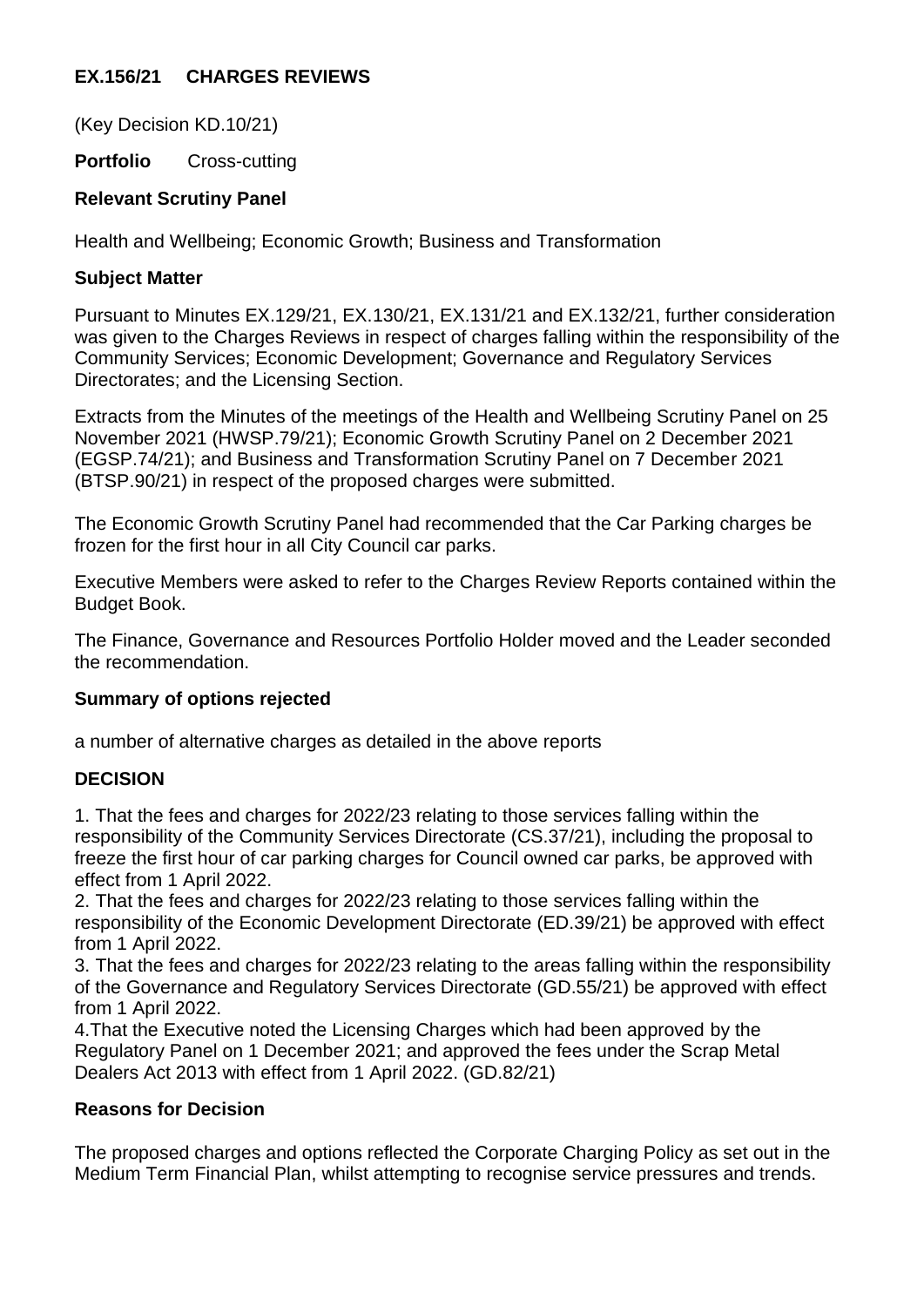## EX.156/21 CHARGES REVIEWS

(Key Decision KD.10/21)

**Portfolio** Cross-cutting

**Relevant Scrutiny Panel**

Health and Wellbeing; Economic Growth; Business and Transformation

**Subject Matter**

Pursuant to Minutes EX.129/21, EX.130/21, EX.131/21 and EX.132/21, further consideration was given to the Charges Reviews in respect of charges falling within the responsibility of the Community Services; Economic Development; Governance and Regulatory Services Directorates; and the Licensing Section.

Extracts from the Minutes of the meetings of the Health and Wellbeing Scrutiny Panel on 25 November 2021 (HWSP.79/21); Economic Growth Scrutiny Panel on 2 December 2021 (EGSP.74/21); and Business and Transformation Scrutiny Panel on 7 December 2021 (BTSP.90/21) in respect of the proposed charges were submitted.

The Economic Growth Scrutiny Panel had recommended that the Car Parking charges be frozen for the first hour in all City Council car parks.

Executive Members were asked to refer to the Charges Review Reports contained within the Budget Book.

The Finance, Governance and Resources Portfolio Holder moved and the Leader seconded the recommendation.

**Summary of options rejected**

a number of alternative charges as detailed in the above reports

**DECISION**

1. That the fees and charges for 2022/23 relating to those services falling within the responsibility of the Community Services Directorate (CS.37/21), including the proposal to freeze the first hour of car parking charges for Council owned car parks, be approved with effect from 1 April 2022.
2. That the fees and charges for 2022/23 relating to those services falling within the responsibility of the Economic Development Directorate (ED.39/21) be approved with effect from 1 April 2022.
3. That the fees and charges for 2022/23 relating to the areas falling within the responsibility of the Governance and Regulatory Services Directorate (GD.55/21) be approved with effect from 1 April 2022.
4. That the Executive noted the Licensing Charges which had been approved by the Regulatory Panel on 1 December 2021; and approved the fees under the Scrap Metal Dealers Act 2013 with effect from 1 April 2022. (GD.82/21)

**Reasons for Decision**

The proposed charges and options reflected the Corporate Charging Policy as set out in the Medium Term Financial Plan, whilst attempting to recognise service pressures and trends.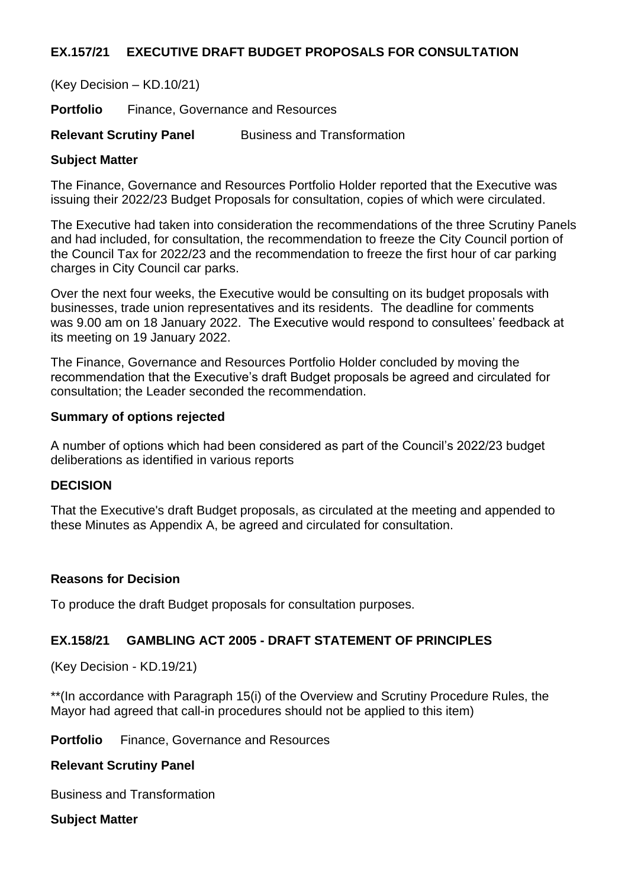## EX.157/21 EXECUTIVE DRAFT BUDGET PROPOSALS FOR CONSULTATION

(Key Decision – KD.10/21)

**Portfolio** Finance, Governance and Resources

**Relevant Scrutiny Panel** Business and Transformation

**Subject Matter**

The Finance, Governance and Resources Portfolio Holder reported that the Executive was issuing their 2022/23 Budget Proposals for consultation, copies of which were circulated.

The Executive had taken into consideration the recommendations of the three Scrutiny Panels and had included, for consultation, the recommendation to freeze the City Council portion of the Council Tax for 2022/23 and the recommendation to freeze the first hour of car parking charges in City Council car parks.

Over the next four weeks, the Executive would be consulting on its budget proposals with businesses, trade union representatives and its residents. The deadline for comments was 9.00 am on 18 January 2022. The Executive would respond to consultees' feedback at its meeting on 19 January 2022.

The Finance, Governance and Resources Portfolio Holder concluded by moving the recommendation that the Executive's draft Budget proposals be agreed and circulated for consultation; the Leader seconded the recommendation.

**Summary of options rejected**

A number of options which had been considered as part of the Council's 2022/23 budget deliberations as identified in various reports

**DECISION**

That the Executive's draft Budget proposals, as circulated at the meeting and appended to these Minutes as Appendix A, be agreed and circulated for consultation.

**Reasons for Decision**

To produce the draft Budget proposals for consultation purposes.

## EX.158/21 GAMBLING ACT 2005 - DRAFT STATEMENT OF PRINCIPLES

(Key Decision - KD.19/21)

**(In accordance with Paragraph 15(i) of the Overview and Scrutiny Procedure Rules, the Mayor had agreed that call-in procedures should not be applied to this item)

**Portfolio** Finance, Governance and Resources

**Relevant Scrutiny Panel**

Business and Transformation

**Subject Matter**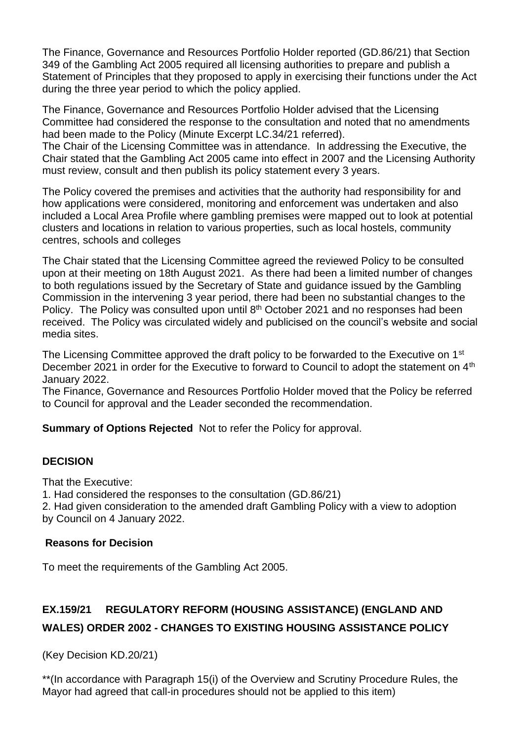The Finance, Governance and Resources Portfolio Holder reported (GD.86/21) that Section 349 of the Gambling Act 2005 required all licensing authorities to prepare and publish a Statement of Principles that they proposed to apply in exercising their functions under the Act during the three year period to which the policy applied.

The Finance, Governance and Resources Portfolio Holder advised that the Licensing Committee had considered the response to the consultation and noted that no amendments had been made to the Policy (Minute Excerpt LC.34/21 referred).
The Chair of the Licensing Committee was in attendance. In addressing the Executive, the Chair stated that the Gambling Act 2005 came into effect in 2007 and the Licensing Authority must review, consult and then publish its policy statement every 3 years.

The Policy covered the premises and activities that the authority had responsibility for and how applications were considered, monitoring and enforcement was undertaken and also included a Local Area Profile where gambling premises were mapped out to look at potential clusters and locations in relation to various properties, such as local hostels, community centres, schools and colleges

The Chair stated that the Licensing Committee agreed the reviewed Policy to be consulted upon at their meeting on 18th August 2021. As there had been a limited number of changes to both regulations issued by the Secretary of State and guidance issued by the Gambling Commission in the intervening 3 year period, there had been no substantial changes to the Policy. The Policy was consulted upon until 8th October 2021 and no responses had been received. The Policy was circulated widely and publicised on the council's website and social media sites.

The Licensing Committee approved the draft policy to be forwarded to the Executive on 1st December 2021 in order for the Executive to forward to Council to adopt the statement on 4th January 2022.
The Finance, Governance and Resources Portfolio Holder moved that the Policy be referred to Council for approval and the Leader seconded the recommendation.

**Summary of Options Rejected** Not to refer the Policy for approval.

**DECISION**

That the Executive:
1. Had considered the responses to the consultation (GD.86/21)
2. Had given consideration to the amended draft Gambling Policy with a view to adoption by Council on 4 January 2022.

**Reasons for Decision**

To meet the requirements of the Gambling Act 2005.

## EX.159/21 REGULATORY REFORM (HOUSING ASSISTANCE) (ENGLAND AND WALES) ORDER 2002 - CHANGES TO EXISTING HOUSING ASSISTANCE POLICY

(Key Decision KD.20/21)

**(In accordance with Paragraph 15(i) of the Overview and Scrutiny Procedure Rules, the Mayor had agreed that call-in procedures should not be applied to this item)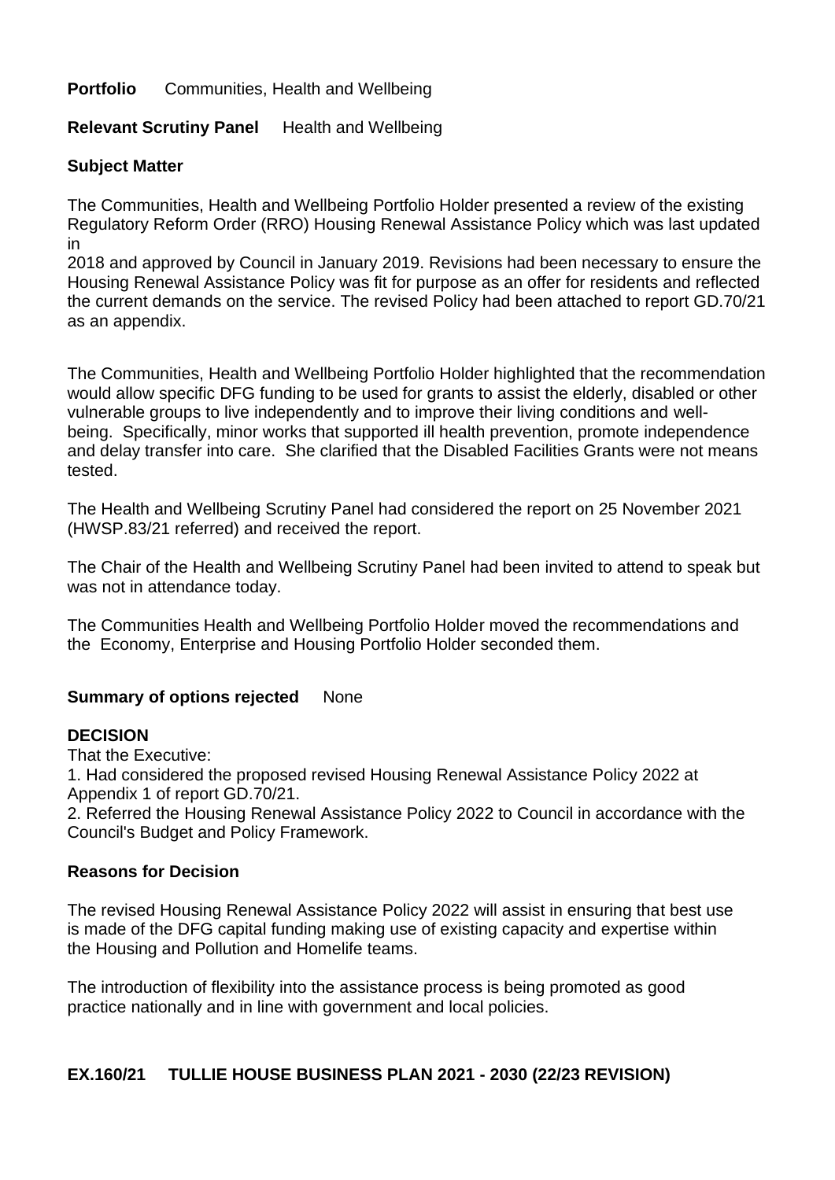**Portfolio** Communities, Health and Wellbeing

**Relevant Scrutiny Panel** Health and Wellbeing

**Subject Matter**

The Communities, Health and Wellbeing Portfolio Holder presented a review of the existing Regulatory Reform Order (RRO) Housing Renewal Assistance Policy which was last updated in 2018 and approved by Council in January 2019. Revisions had been necessary to ensure the Housing Renewal Assistance Policy was fit for purpose as an offer for residents and reflected the current demands on the service. The revised Policy had been attached to report GD.70/21 as an appendix.

The Communities, Health and Wellbeing Portfolio Holder highlighted that the recommendation would allow specific DFG funding to be used for grants to assist the elderly, disabled or other vulnerable groups to live independently and to improve their living conditions and well-being. Specifically, minor works that supported ill health prevention, promote independence and delay transfer into care. She clarified that the Disabled Facilities Grants were not means tested.

The Health and Wellbeing Scrutiny Panel had considered the report on 25 November 2021 (HWSP.83/21 referred) and received the report.

The Chair of the Health and Wellbeing Scrutiny Panel had been invited to attend to speak but was not in attendance today.

The Communities Health and Wellbeing Portfolio Holder moved the recommendations and the Economy, Enterprise and Housing Portfolio Holder seconded them.

**Summary of options rejected** None

**DECISION**

That the Executive:

1. Had considered the proposed revised Housing Renewal Assistance Policy 2022 at Appendix 1 of report GD.70/21.
2. Referred the Housing Renewal Assistance Policy 2022 to Council in accordance with the Council's Budget and Policy Framework.

**Reasons for Decision**

The revised Housing Renewal Assistance Policy 2022 will assist in ensuring that best use is made of the DFG capital funding making use of existing capacity and expertise within the Housing and Pollution and Homelife teams.

The introduction of flexibility into the assistance process is being promoted as good practice nationally and in line with government and local policies.

## EX.160/21 TULLIE HOUSE BUSINESS PLAN 2021 - 2030 (22/23 REVISION)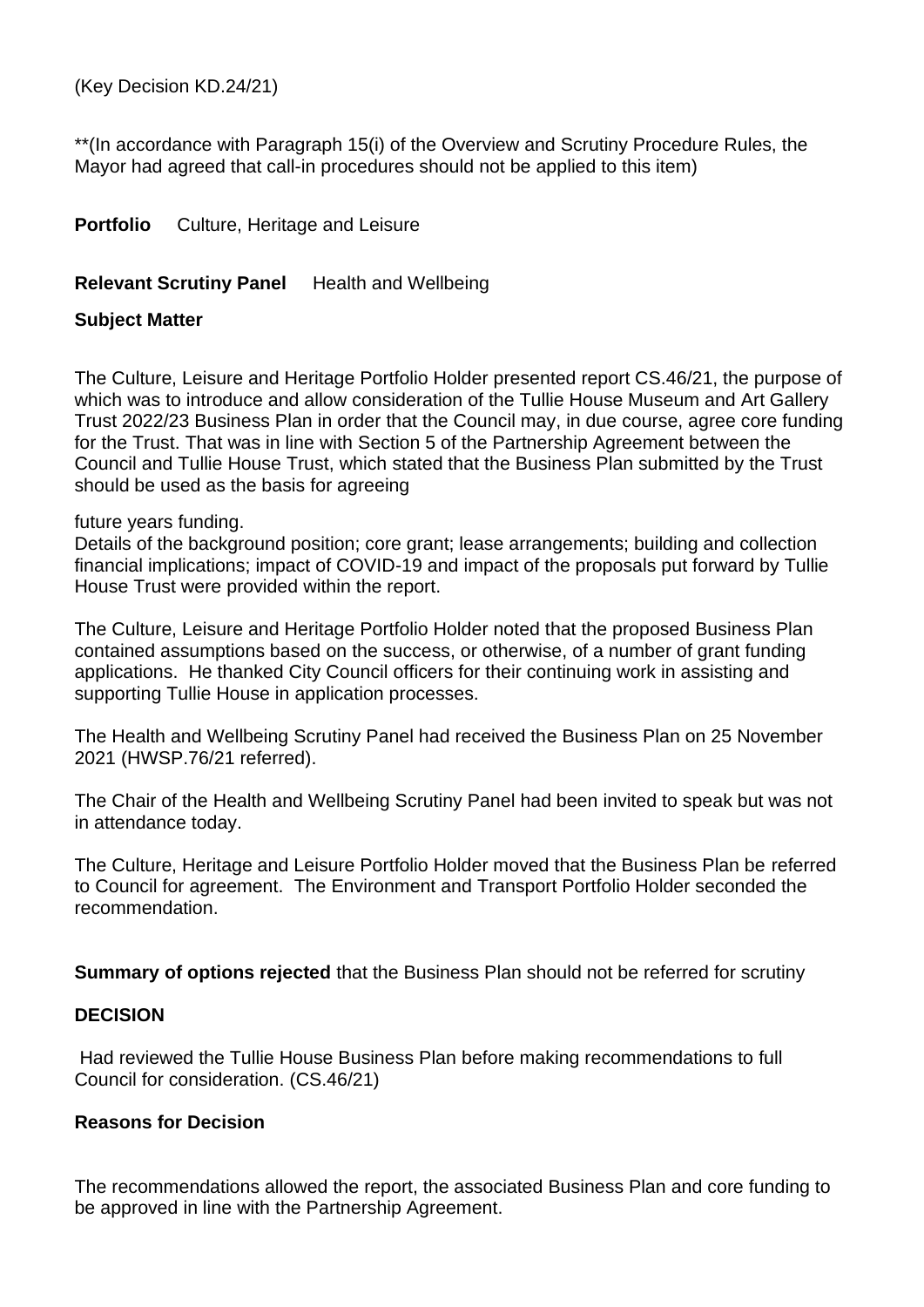(Key Decision KD.24/21)

**(In accordance with Paragraph 15(i) of the Overview and Scrutiny Procedure Rules, the Mayor had agreed that call-in procedures should not be applied to this item)

**Portfolio** Culture, Heritage and Leisure

**Relevant Scrutiny Panel** Health and Wellbeing

**Subject Matter**

The Culture, Leisure and Heritage Portfolio Holder presented report CS.46/21, the purpose of which was to introduce and allow consideration of the Tullie House Museum and Art Gallery Trust 2022/23 Business Plan in order that the Council may, in due course, agree core funding for the Trust. That was in line with Section 5 of the Partnership Agreement between the Council and Tullie House Trust, which stated that the Business Plan submitted by the Trust should be used as the basis for agreeing

future years funding.

Details of the background position; core grant; lease arrangements; building and collection financial implications; impact of COVID-19 and impact of the proposals put forward by Tullie House Trust were provided within the report.

The Culture, Leisure and Heritage Portfolio Holder noted that the proposed Business Plan contained assumptions based on the success, or otherwise, of a number of grant funding applications. He thanked City Council officers for their continuing work in assisting and supporting Tullie House in application processes.

The Health and Wellbeing Scrutiny Panel had received the Business Plan on 25 November 2021 (HWSP.76/21 referred).

The Chair of the Health and Wellbeing Scrutiny Panel had been invited to speak but was not in attendance today.

The Culture, Heritage and Leisure Portfolio Holder moved that the Business Plan be referred to Council for agreement. The Environment and Transport Portfolio Holder seconded the recommendation.

**Summary of options rejected** that the Business Plan should not be referred for scrutiny

**DECISION**

Had reviewed the Tullie House Business Plan before making recommendations to full Council for consideration. (CS.46/21)

**Reasons for Decision**

The recommendations allowed the report, the associated Business Plan and core funding to be approved in line with the Partnership Agreement.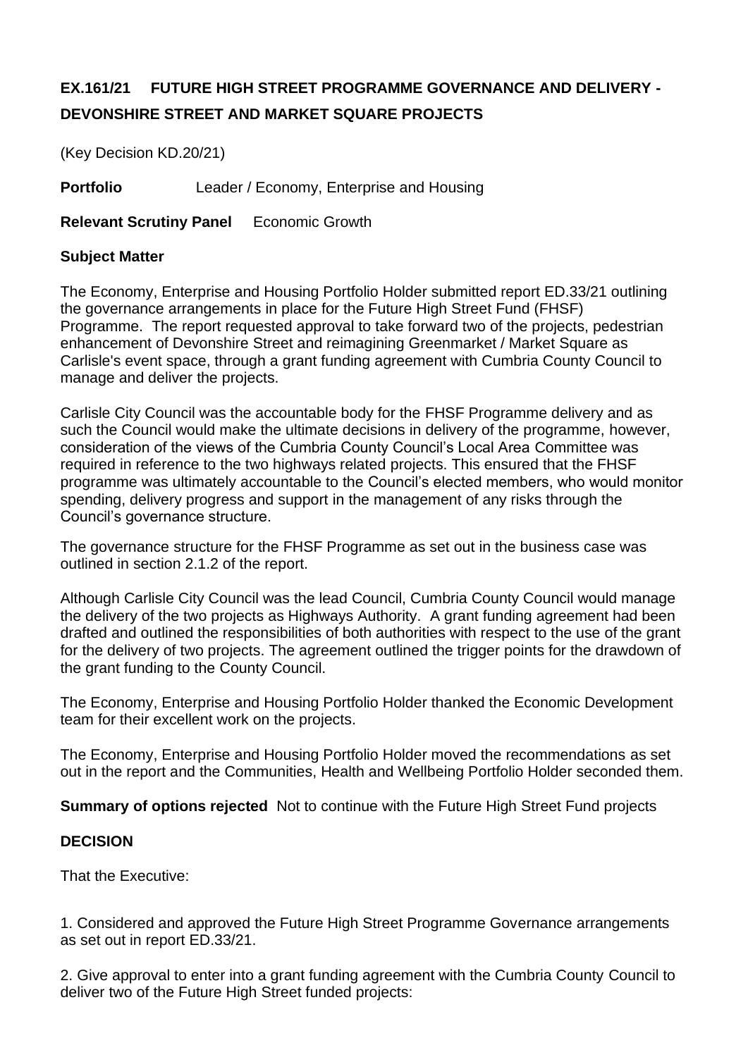## EX.161/21 FUTURE HIGH STREET PROGRAMME GOVERNANCE AND DELIVERY - DEVONSHIRE STREET AND MARKET SQUARE PROJECTS

(Key Decision KD.20/21)

**Portfolio** Leader / Economy, Enterprise and Housing

**Relevant Scrutiny Panel** Economic Growth

**Subject Matter**

The Economy, Enterprise and Housing Portfolio Holder submitted report ED.33/21 outlining the governance arrangements in place for the Future High Street Fund (FHSF) Programme. The report requested approval to take forward two of the projects, pedestrian enhancement of Devonshire Street and reimagining Greenmarket / Market Square as Carlisle's event space, through a grant funding agreement with Cumbria County Council to manage and deliver the projects.

Carlisle City Council was the accountable body for the FHSF Programme delivery and as such the Council would make the ultimate decisions in delivery of the programme, however, consideration of the views of the Cumbria County Council's Local Area Committee was required in reference to the two highways related projects. This ensured that the FHSF programme was ultimately accountable to the Council's elected members, who would monitor spending, delivery progress and support in the management of any risks through the Council's governance structure.

The governance structure for the FHSF Programme as set out in the business case was outlined in section 2.1.2 of the report.

Although Carlisle City Council was the lead Council, Cumbria County Council would manage the delivery of the two projects as Highways Authority. A grant funding agreement had been drafted and outlined the responsibilities of both authorities with respect to the use of the grant for the delivery of two projects. The agreement outlined the trigger points for the drawdown of the grant funding to the County Council.

The Economy, Enterprise and Housing Portfolio Holder thanked the Economic Development team for their excellent work on the projects.

The Economy, Enterprise and Housing Portfolio Holder moved the recommendations as set out in the report and the Communities, Health and Wellbeing Portfolio Holder seconded them.

**Summary of options rejected** Not to continue with the Future High Street Fund projects

**DECISION**

That the Executive:

1. Considered and approved the Future High Street Programme Governance arrangements as set out in report ED.33/21.

2. Give approval to enter into a grant funding agreement with the Cumbria County Council to deliver two of the Future High Street funded projects: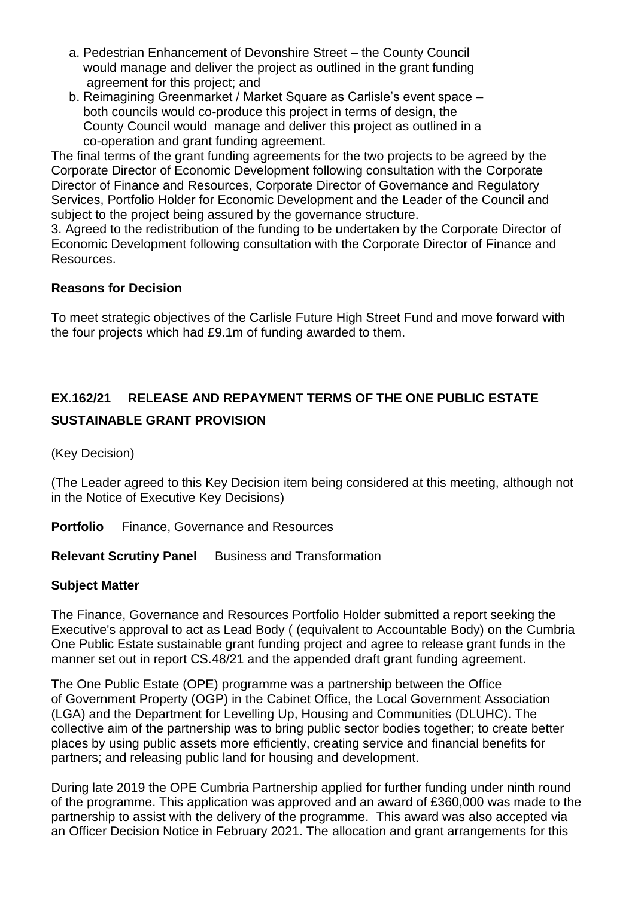a. Pedestrian Enhancement of Devonshire Street – the County Council would manage and deliver the project as outlined in the grant funding agreement for this project; and
   b. Reimagining Greenmarket / Market Square as Carlisle's event space – both councils would co-produce this project in terms of design, the County Council would manage and deliver this project as outlined in a co-operation and grant funding agreement.

The final terms of the grant funding agreements for the two projects to be agreed by the Corporate Director of Economic Development following consultation with the Corporate Director of Finance and Resources, Corporate Director of Governance and Regulatory Services, Portfolio Holder for Economic Development and the Leader of the Council and subject to the project being assured by the governance structure.

3. Agreed to the redistribution of the funding to be undertaken by the Corporate Director of Economic Development following consultation with the Corporate Director of Finance and Resources.

**Reasons for Decision**

To meet strategic objectives of the Carlisle Future High Street Fund and move forward with the four projects which had £9.1m of funding awarded to them.

**EX.162/21 RELEASE AND REPAYMENT TERMS OF THE ONE PUBLIC ESTATE SUSTAINABLE GRANT PROVISION**

(Key Decision)

(The Leader agreed to this Key Decision item being considered at this meeting, although not in the Notice of Executive Key Decisions)

**Portfolio** Finance, Governance and Resources

**Relevant Scrutiny Panel** Business and Transformation

**Subject Matter**

The Finance, Governance and Resources Portfolio Holder submitted a report seeking the Executive's approval to act as Lead Body ( (equivalent to Accountable Body) on the Cumbria One Public Estate sustainable grant funding project and agree to release grant funds in the manner set out in report CS.48/21 and the appended draft grant funding agreement.

The One Public Estate (OPE) programme was a partnership between the Office of Government Property (OGP) in the Cabinet Office, the Local Government Association (LGA) and the Department for Levelling Up, Housing and Communities (DLUHC). The collective aim of the partnership was to bring public sector bodies together; to create better places by using public assets more efficiently, creating service and financial benefits for partners; and releasing public land for housing and development.

During late 2019 the OPE Cumbria Partnership applied for further funding under ninth round of the programme. This application was approved and an award of £360,000 was made to the partnership to assist with the delivery of the programme. This award was also accepted via an Officer Decision Notice in February 2021. The allocation and grant arrangements for this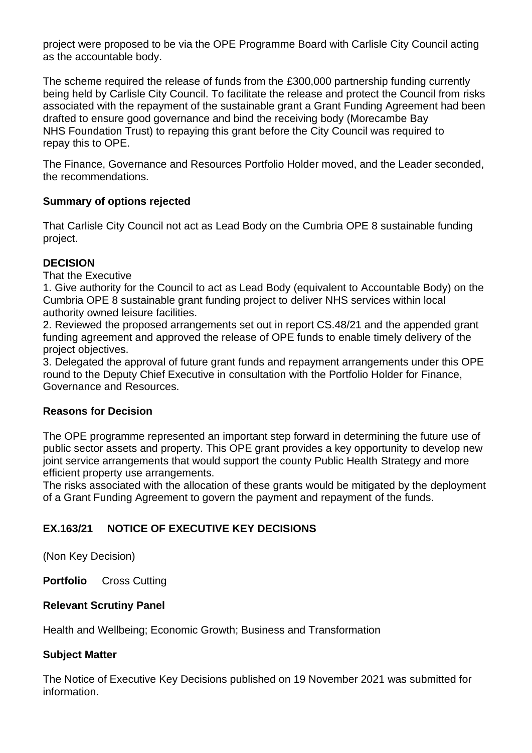project were proposed to be via the OPE Programme Board with Carlisle City Council acting as the accountable body.

The scheme required the release of funds from the £300,000 partnership funding currently being held by Carlisle City Council. To facilitate the release and protect the Council from risks associated with the repayment of the sustainable grant a Grant Funding Agreement had been drafted to ensure good governance and bind the receiving body (Morecambe Bay NHS Foundation Trust) to repaying this grant before the City Council was required to repay this to OPE.

The Finance, Governance and Resources Portfolio Holder moved, and the Leader seconded, the recommendations.

**Summary of options rejected**

That Carlisle City Council not act as Lead Body on the Cumbria OPE 8 sustainable funding project.

**DECISION**

That the Executive

1. Give authority for the Council to act as Lead Body (equivalent to Accountable Body) on the Cumbria OPE 8 sustainable grant funding project to deliver NHS services within local authority owned leisure facilities.
2. Reviewed the proposed arrangements set out in report CS.48/21 and the appended grant funding agreement and approved the release of OPE funds to enable timely delivery of the project objectives.
3. Delegated the approval of future grant funds and repayment arrangements under this OPE round to the Deputy Chief Executive in consultation with the Portfolio Holder for Finance, Governance and Resources.

**Reasons for Decision**

The OPE programme represented an important step forward in determining the future use of public sector assets and property. This OPE grant provides a key opportunity to develop new joint service arrangements that would support the county Public Health Strategy and more efficient property use arrangements.
The risks associated with the allocation of these grants would be mitigated by the deployment of a Grant Funding Agreement to govern the payment and repayment of the funds.

## EX.163/21 NOTICE OF EXECUTIVE KEY DECISIONS

(Non Key Decision)

**Portfolio** Cross Cutting

**Relevant Scrutiny Panel**

Health and Wellbeing; Economic Growth; Business and Transformation

**Subject Matter**

The Notice of Executive Key Decisions published on 19 November 2021 was submitted for information.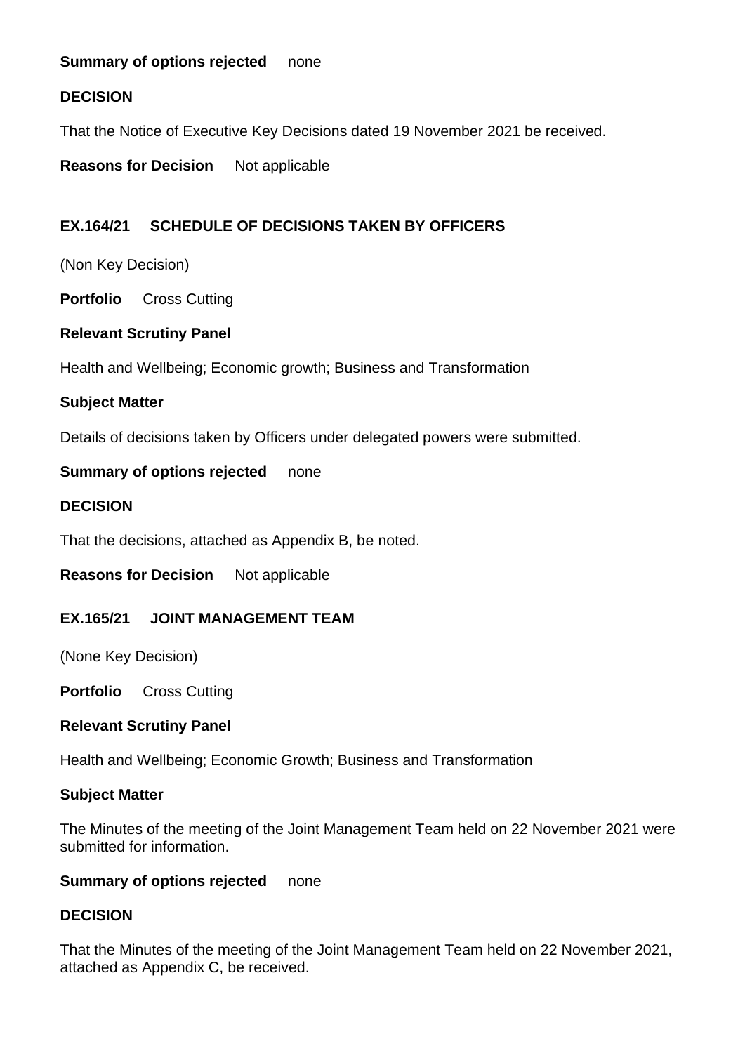**Summary of options rejected** none

**DECISION**

That the Notice of Executive Key Decisions dated 19 November 2021 be received.

**Reasons for Decision** Not applicable

## EX.164/21 SCHEDULE OF DECISIONS TAKEN BY OFFICERS

(Non Key Decision)

**Portfolio** Cross Cutting

**Relevant Scrutiny Panel**

Health and Wellbeing; Economic growth; Business and Transformation

**Subject Matter**

Details of decisions taken by Officers under delegated powers were submitted.

**Summary of options rejected** none

**DECISION**

That the decisions, attached as Appendix B, be noted.

**Reasons for Decision** Not applicable

## EX.165/21 JOINT MANAGEMENT TEAM

(None Key Decision)

**Portfolio** Cross Cutting

**Relevant Scrutiny Panel**

Health and Wellbeing; Economic Growth; Business and Transformation

**Subject Matter**

The Minutes of the meeting of the Joint Management Team held on 22 November 2021 were submitted for information.

**Summary of options rejected** none

**DECISION**

That the Minutes of the meeting of the Joint Management Team held on 22 November 2021, attached as Appendix C, be received.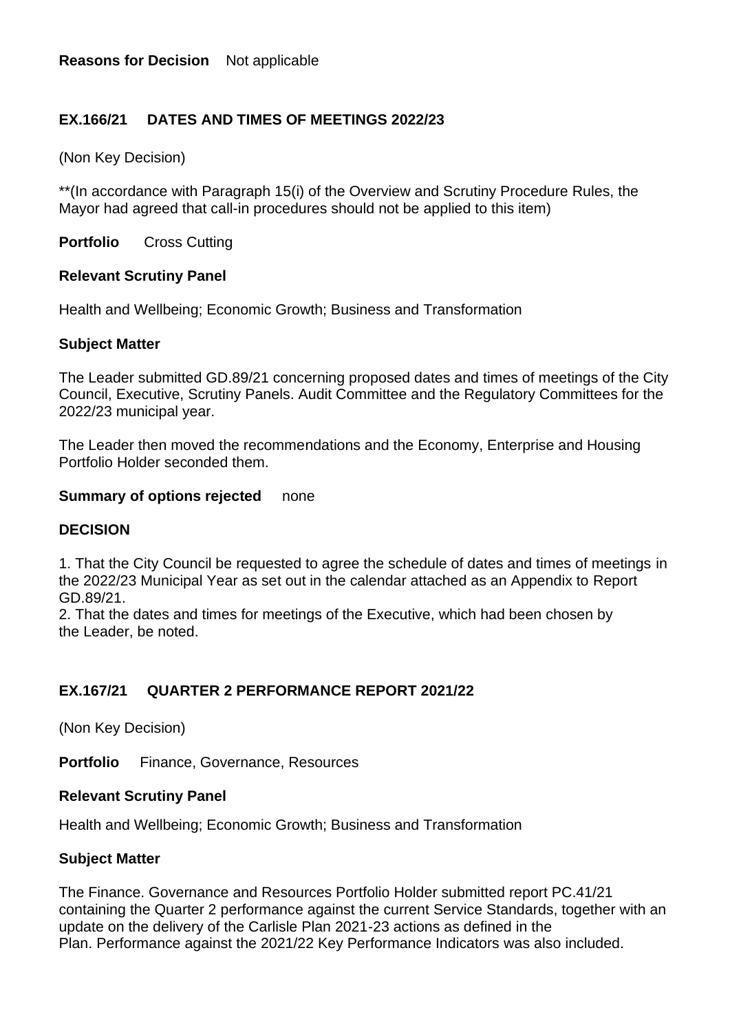**Reasons for Decision** Not applicable

## EX.166/21 DATES AND TIMES OF MEETINGS 2022/23

(Non Key Decision)

**(In accordance with Paragraph 15(i) of the Overview and Scrutiny Procedure Rules, the Mayor had agreed that call-in procedures should not be applied to this item)

**Portfolio** Cross Cutting

**Relevant Scrutiny Panel**

Health and Wellbeing; Economic Growth; Business and Transformation

**Subject Matter**

The Leader submitted GD.89/21 concerning proposed dates and times of meetings of the City Council, Executive, Scrutiny Panels. Audit Committee and the Regulatory Committees for the 2022/23 municipal year.

The Leader then moved the recommendations and the Economy, Enterprise and Housing Portfolio Holder seconded them.

**Summary of options rejected** none

**DECISION**

1. That the City Council be requested to agree the schedule of dates and times of meetings in the 2022/23 Municipal Year as set out in the calendar attached as an Appendix to Report GD.89/21.
2. That the dates and times for meetings of the Executive, which had been chosen by the Leader, be noted.

## EX.167/21 QUARTER 2 PERFORMANCE REPORT 2021/22

(Non Key Decision)

**Portfolio** Finance, Governance, Resources

**Relevant Scrutiny Panel**

Health and Wellbeing; Economic Growth; Business and Transformation

**Subject Matter**

The Finance. Governance and Resources Portfolio Holder submitted report PC.41/21 containing the Quarter 2 performance against the current Service Standards, together with an update on the delivery of the Carlisle Plan 2021-23 actions as defined in the Plan. Performance against the 2021/22 Key Performance Indicators was also included.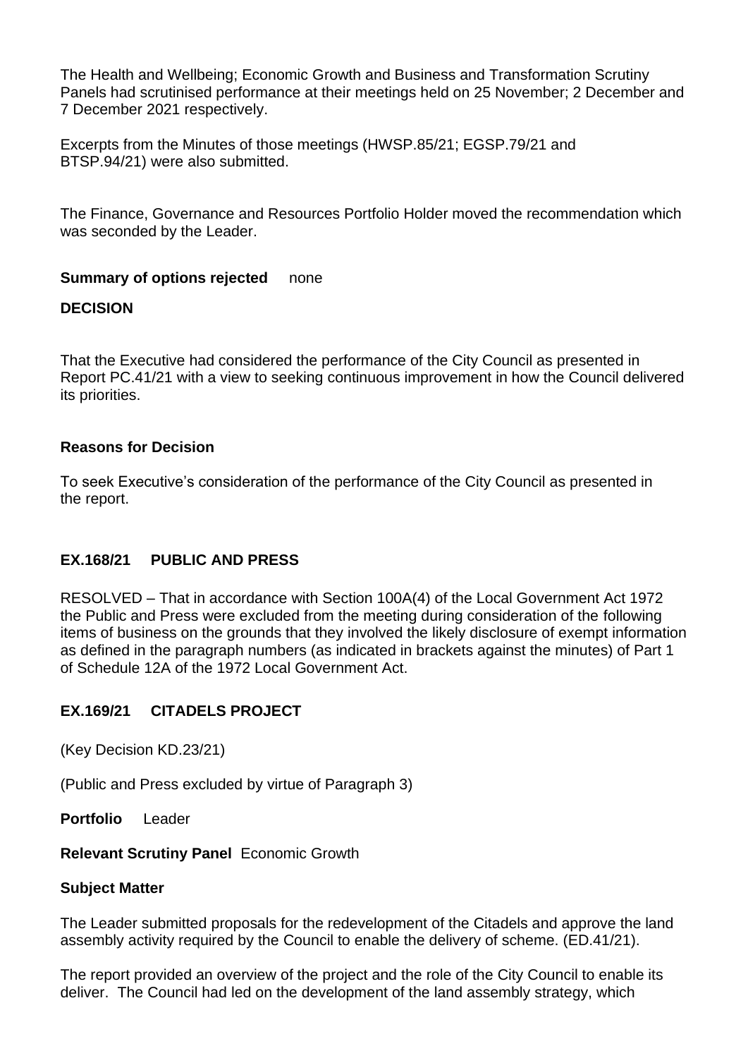The Health and Wellbeing; Economic Growth and Business and Transformation Scrutiny Panels had scrutinised performance at their meetings held on 25 November; 2 December and 7 December 2021 respectively.

Excerpts from the Minutes of those meetings (HWSP.85/21; EGSP.79/21 and BTSP.94/21) were also submitted.

The Finance, Governance and Resources Portfolio Holder moved the recommendation which was seconded by the Leader.

**Summary of options rejected** none

**DECISION**

That the Executive had considered the performance of the City Council as presented in Report PC.41/21 with a view to seeking continuous improvement in how the Council delivered its priorities.

**Reasons for Decision**

To seek Executive's consideration of the performance of the City Council as presented in the report.

## EX.168/21 PUBLIC AND PRESS

RESOLVED – That in accordance with Section 100A(4) of the Local Government Act 1972 the Public and Press were excluded from the meeting during consideration of the following items of business on the grounds that they involved the likely disclosure of exempt information as defined in the paragraph numbers (as indicated in brackets against the minutes) of Part 1 of Schedule 12A of the 1972 Local Government Act.

## EX.169/21 CITADELS PROJECT

(Key Decision KD.23/21)

(Public and Press excluded by virtue of Paragraph 3)

**Portfolio** Leader

**Relevant Scrutiny Panel** Economic Growth

**Subject Matter**

The Leader submitted proposals for the redevelopment of the Citadels and approve the land assembly activity required by the Council to enable the delivery of scheme. (ED.41/21).

The report provided an overview of the project and the role of the City Council to enable its deliver. The Council had led on the development of the land assembly strategy, which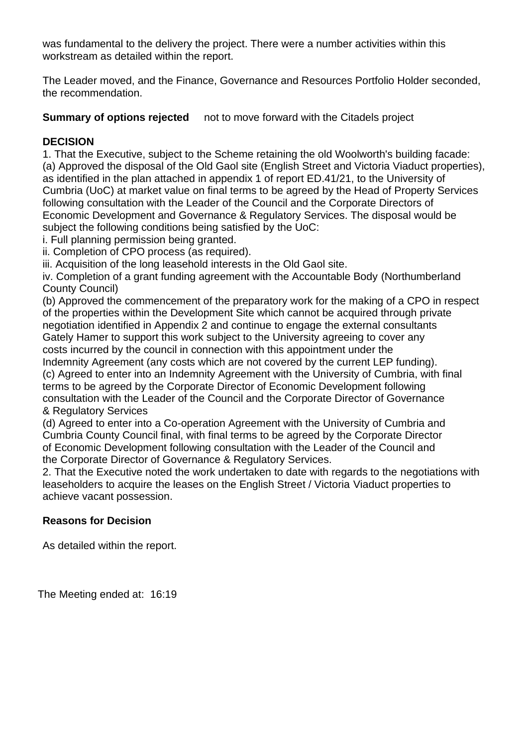was fundamental to the delivery the project. There were a number activities within this workstream as detailed within the report.

The Leader moved, and the Finance, Governance and Resources Portfolio Holder seconded, the recommendation.

**Summary of options rejected** not to move forward with the Citadels project

**DECISION**

1. That the Executive, subject to the Scheme retaining the old Woolworth's building facade:
(a) Approved the disposal of the Old Gaol site (English Street and Victoria Viaduct properties), as identified in the plan attached in appendix 1 of report ED.41/21, to the University of Cumbria (UoC) at market value on final terms to be agreed by the Head of Property Services following consultation with the Leader of the Council and the Corporate Directors of Economic Development and Governance & Regulatory Services. The disposal would be subject the following conditions being satisfied by the UoC:
i. Full planning permission being granted.
ii. Completion of CPO process (as required).
iii. Acquisition of the long leasehold interests in the Old Gaol site.
iv. Completion of a grant funding agreement with the Accountable Body (Northumberland County Council)
(b) Approved the commencement of the preparatory work for the making of a CPO in respect of the properties within the Development Site which cannot be acquired through private negotiation identified in Appendix 2 and continue to engage the external consultants Gately Hamer to support this work subject to the University agreeing to cover any costs incurred by the council in connection with this appointment under the Indemnity Agreement (any costs which are not covered by the current LEP funding).
(c) Agreed to enter into an Indemnity Agreement with the University of Cumbria, with final terms to be agreed by the Corporate Director of Economic Development following consultation with the Leader of the Council and the Corporate Director of Governance & Regulatory Services
(d) Agreed to enter into a Co-operation Agreement with the University of Cumbria and Cumbria County Council final, with final terms to be agreed by the Corporate Director of Economic Development following consultation with the Leader of the Council and the Corporate Director of Governance & Regulatory Services.
2. That the Executive noted the work undertaken to date with regards to the negotiations with leaseholders to acquire the leases on the English Street / Victoria Viaduct properties to achieve vacant possession.

**Reasons for Decision**

As detailed within the report.

The Meeting ended at: 16:19